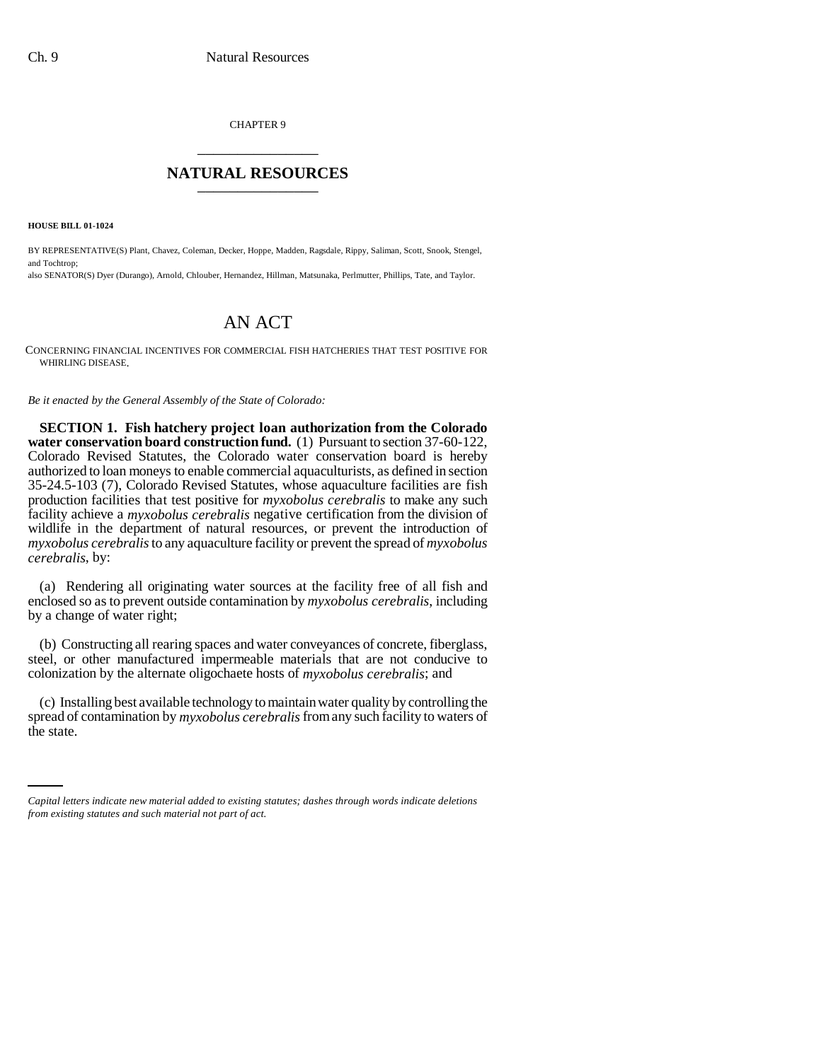CHAPTER 9

## NATURAL RESOURCES

**HOUSE BILL 01-1024**

BY REPRESENTATIVE(S) Plant, Chavez, Coleman, Decker, Hoppe, Madden, Ragsdale, Rippy, Saliman, Scott, Snook, Stengel, and Tochtrop;
also SENATOR(S) Dyer (Durango), Arnold, Chlouber, Hernandez, Hillman, Matsunaka, Perlmutter, Phillips, Tate, and Taylor.

# AN ACT

CONCERNING FINANCIAL INCENTIVES FOR COMMERCIAL FISH HATCHERIES THAT TEST POSITIVE FOR WHIRLING DISEASE.

*Be it enacted by the General Assembly of the State of Colorado:*

**SECTION 1. Fish hatchery project loan authorization from the Colorado water conservation board construction fund.** (1) Pursuant to section 37-60-122, Colorado Revised Statutes, the Colorado water conservation board is hereby authorized to loan moneys to enable commercial aquaculturists, as defined in section 35-24.5-103 (7), Colorado Revised Statutes, whose aquaculture facilities are fish production facilities that test positive for *myxobolus cerebralis* to make any such facility achieve a *myxobolus cerebralis* negative certification from the division of wildlife in the department of natural resources, or prevent the introduction of *myxobolus cerebralis* to any aquaculture facility or prevent the spread of *myxobolus cerebralis*, by:

(a) Rendering all originating water sources at the facility free of all fish and enclosed so as to prevent outside contamination by *myxobolus cerebralis*, including by a change of water right;

(b) Constructing all rearing spaces and water conveyances of concrete, fiberglass, steel, or other manufactured impermeable materials that are not conducive to colonization by the alternate oligochaete hosts of *myxobolus cerebralis*; and

(c) Installing best available technology to maintain water quality by controlling the spread of contamination by *myxobolus cerebralis* from any such facility to waters of the state.

*Capital letters indicate new material added to existing statutes; dashes through words indicate deletions from existing statutes and such material not part of act.*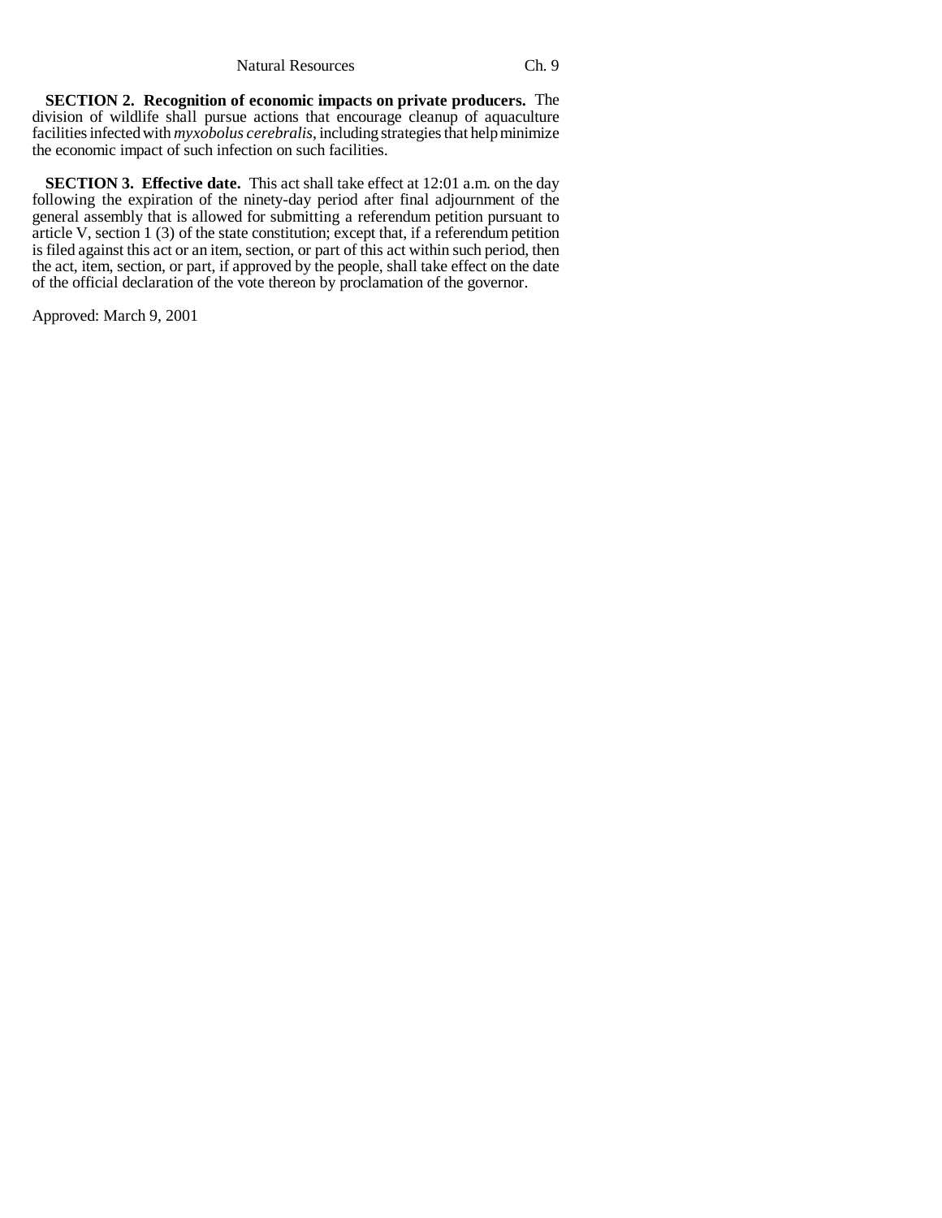**SECTION 2. Recognition of economic impacts on private producers.** The division of wildlife shall pursue actions that encourage cleanup of aquaculture facilities infected with *myxobolus cerebralis*, including strategies that help minimize the economic impact of such infection on such facilities.

**SECTION 3. Effective date.** This act shall take effect at 12:01 a.m. on the day following the expiration of the ninety-day period after final adjournment of the general assembly that is allowed for submitting a referendum petition pursuant to article V, section 1 (3) of the state constitution; except that, if a referendum petition is filed against this act or an item, section, or part of this act within such period, then the act, item, section, or part, if approved by the people, shall take effect on the date of the official declaration of the vote thereon by proclamation of the governor.

Approved: March 9, 2001